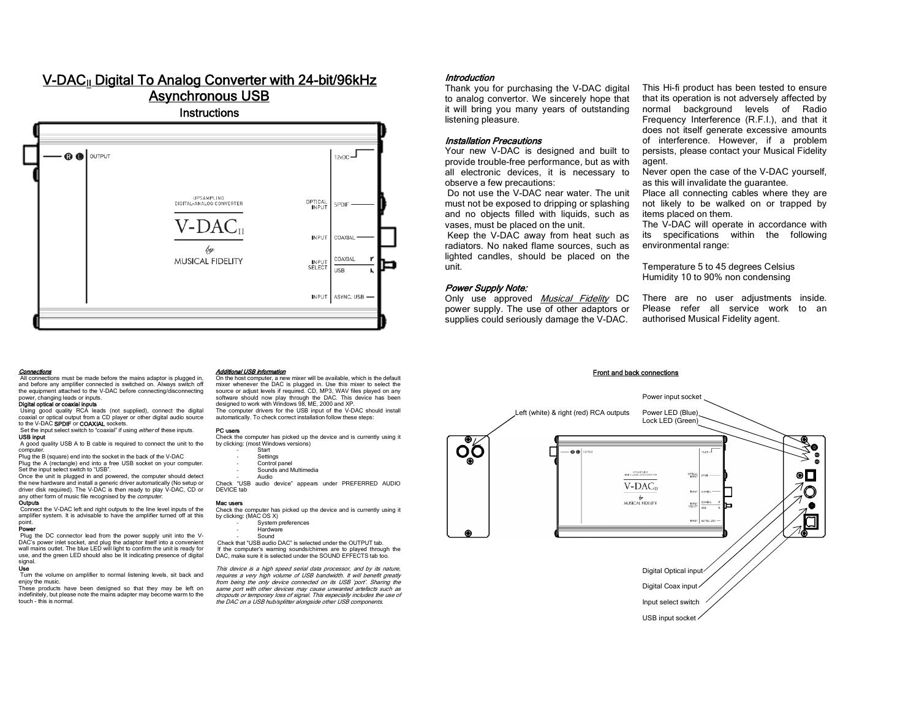# V-DAC$_{II}$ Digital To Analog Converter with 24-bit/96kHz Asynchronous USB

## Instructions

### *Introduction*

Thank you for purchasing the V-DAC digital to analog convertor. We sincerely hope that it will bring you many years of outstanding listening pleasure.

### *Installation Precautions*

Your new V-DAC is designed and built to provide trouble-free performance, but as with all electronic devices, it is necessary to observe a few precautions:

Do not use the V-DAC near water. The unit must not be exposed to dripping or splashing and no objects filled with liquids, such as vases, must be placed on the unit.

Keep the V-DAC away from heat such as radiators. No naked flame sources, such as lighted candles, should be placed on the unit.

### *Power Supply Note:*

Only use approved *Musical Fidelity* DC power supply. The use of other adaptors or supplies could seriously damage the V-DAC.

This Hi-fi product has been tested to ensure that its operation is not adversely affected by normal background levels of Radio Frequency Interference (R.F.I.), and that it does not itself generate excessive amounts of interference. However, if a problem persists, please contact your Musical Fidelity agent.

Never open the case of the V-DAC yourself, as this will invalidate the guarantee.

Place all connecting cables where they are not likely to be walked on or trapped by items placed on them.

The V-DAC will operate in accordance with its specifications within the following environmental range:

Temperature 5 to 45 degrees Celsius
Humidity 10 to 90% non condensing

There are no user adjustments inside. Please refer all service work to an authorised Musical Fidelity agent.

### *Connections*

All connections must be made before the mains adaptor is plugged in, and before any amplifier connected is switched on. Always switch off the equipment attached to the V-DAC before connecting/disconnecting power, changing leads or inputs.

**Digital optical or coaxial inputs**

Using good quality RCA leads (not supplied), connect the digital coaxial or optical output from a CD player or other digital audio source to the V-DAC **SPDIF** or **COAXIAL** sockets.

Set the input select switch to "coaxial" if using *either* of these inputs.

**USB input**

A good quality USB A to B cable is required to connect the unit to the computer.

Plug the B (square) end into the socket in the back of the V-DAC

Plug the A (rectangle) end into a free USB socket on your computer.

Set the input select switch to "USB".

Once the unit is plugged in and powered, the computer should detect the new hardware and install a generic driver automatically (No setup or driver disk required). The V-DAC is then ready to play V-DAC, CD or any other form of music file recognised by the *computer.*

**Outputs**

Connect the V-DAC left and right outputs to the line level inputs of the amplifier system. It is advisable to have the amplifier turned off at this point.

**Power**

Plug the DC connector lead from the power supply unit into the V-DAC's power inlet socket, and plug the adaptor itself into a convenient wall mains outlet. The blue LED will light to confirm the unit is ready for use, and the green LED should also be lit indicating presence of digital signal.

**Use**

Turn the volume on amplifier to normal listening levels, sit back and enjoy the music.

These products have been designed so that they may be left on indefinitely, but please note the mains adapter may become warm to the touch - this is normal.

### *Additional USB information*

On the host computer, a new mixer will be available, which is the default mixer whenever the DAC is plugged in. Use this mixer to select the source or adjust levels if required. CD, MP3, WAV files played on any software should now play through the DAC. This device has been designed to work with Windows 98, ME, 2000 and XP.

The computer drivers for the USB input of the V-DAC should install automatically. To check correct installation follow these steps:

**PC users**

Check the computer has picked up the device and is currently using it by clicking: (most Windows versions)

- Start
- Settings
- Control panel
- Sounds and Multimedia
- Audio

Check "USB audio device" appears under PREFERRED AUDIO DEVICE tab

**Mac users**

Check the computer has picked up the device and is currently using it by clicking: (MAC OS X)

- System preferences
- Hardware
- Sound

Check that "USB audio DAC" is selected under the OUTPUT tab.

If the computer's warning sounds/chimes are to played through the DAC, make sure it is selected under the SOUND EFFECTS tab too.

*This device is a high speed serial data processor, and by its nature, requires a very high volume of USB bandwidth. It will benefit greatly from being the only device connected on its USB 'port'. Sharing the same port with other devices may cause unwanted artefacts such as dropouts or temporary loss of signal. This especially includes the use of the DAC on a USB hub/splitter alongside other USB components.*

### Front and back connections

- Left (white) & right (red) RCA outputs
- Power input socket
- Power LED (Blue)
- Lock LED (Green)
- Digital Optical input
- Digital Coax input
- Input select switch
- USB input socket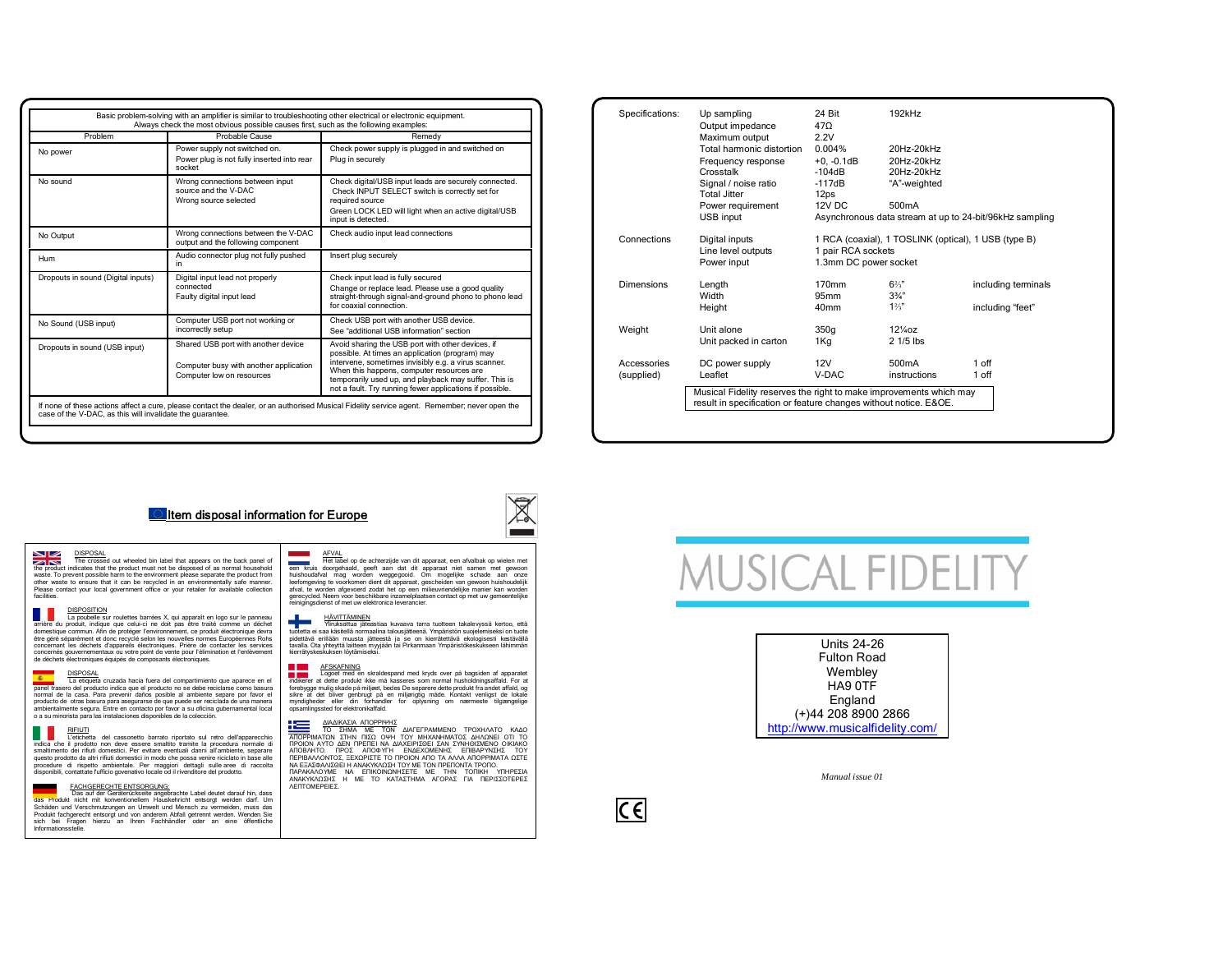Basic problem-solving with an amplifier is similar to troubleshooting other electrical or electronic equipment.
Always check the most obvious possible causes first, such as the following examples:

| Problem | Probable Cause | Remedy |
|---|---|---|
| No power | Power supply not switched on. Power plug is not fully inserted into rear socket | Check power supply is plugged in and switched on. Plug in securely |
| No sound | Wrong connections between input source and the V-DAC. Wrong source selected | Check digital/USB input leads are securely connected. Check INPUT SELECT switch is correctly set for required source. Green LOCK LED will light when an active digital/USB input is detected. |
| No Output | Wrong connections between the V-DAC output and the following component | Check audio input lead connections |
| Hum | Audio connector plug not fully pushed in | Insert plug securely |
| Dropouts in sound (Digital inputs) | Digital input lead not properly connected. Faulty digital input lead | Check input lead is fully secured. Change or replace lead. Please use a good quality straight-through signal-and-ground phono to phono lead for coaxial connection. |
| No Sound (USB input) | Computer USB port not working or incorrectly setup | Check USB port with another USB device. See "additional USB information" section |
| Dropouts in sound (USB input) | Shared USB port with another device. Computer busy with another application. Computer low on resources | Avoid sharing the USB port with other devices, if possible. At times an application (program) may intervene, sometimes invisibly e.g. a virus scanner. When this happens, computer resources are temporarily used up, and playback may suffer. This is not a fault. Try running fewer applications if possible. |

If none of these actions affect a cure, please contact the dealer, or an authorised Musical Fidelity service agent. Remember; never open the case of the V-DAC, as this will invalidate the guarantee.

| | | | | |
|---|---|---|---|---|
| Specifications: | Up sampling | 24 Bit | 192kHz | |
| | Output impedance | 47Ω | | |
| | Maximum output | 2.2V | | |
| | Total harmonic distortion | 0.004% | 20Hz-20kHz | |
| | Frequency response | +0, -0.1dB | 20Hz-20kHz | |
| | Crosstalk | -104dB | 20Hz-20kHz | |
| | Signal / noise ratio | -117dB | "A"-weighted | |
| | Total Jitter | 12ps | | |
| | Power requirement | 12V DC | 500mA | |
| | USB input | Asynchronous data stream at up to 24-bit/96kHz sampling | | |
| Connections | Digital inputs | 1 RCA (coaxial), 1 TOSLINK (optical), 1 USB (type B) | | |
| | Line level outputs | 1 pair RCA sockets | | |
| | Power input | 1.3mm DC power socket | | |
| Dimensions | Length | 170mm | 6⅔" | including terminals |
| | Width | 95mm | 3¾" | |
| | Height | 40mm | 1⅔" | including "feet" |
| Weight | Unit alone | 350g | 12¼oz | |
| | Unit packed in carton | 1Kg | 2 1/5 lbs | |
| Accessories (supplied) | DC power supply | 12V | 500mA | 1 off |
| | Leaflet | V-DAC | instructions | 1 off |

Musical Fidelity reserves the right to make improvements which may result in specification or feature changes without notice. E&OE.

## Item disposal information for Europe

DISPOSAL
The crossed out wheeled bin label that appears on the back panel of the product indicates that the product must not be disposed of as normal household waste. To prevent possible harm to the environment please separate the product from other waste to ensure that it can be recycled in an environmentally safe manner. Please contact your local government office or your retailer for available collection facilities.

DISPOSITION
La poubelle sur roulettes barrées X, qui apparaît en logo sur le panneau arrière du produit, indique que celui-ci ne doit pas être traité comme un déchet domestique commun. Afin de protéger l'environnement, ce produit électronique devra être géré séparément et donc recyclé selon les nouvelles normes Européennes Rohs concernant les déchets d'appareils électroniques. Prière de contacter les services concernés gouvernementaux ou votre point de vente pour l'élimination et l'enlèvement de déchets électroniques équipés de composants électroniques.

DISPOSAL
La etiqueta cruzada hacia fuera del compartimiento que aparece en el panel trasero del producto indica que el producto no se debe reciclarse como basura normal de la casa. Para prevenir daños posible al ambiente separe por favor el producto de otras basura para asegurarse de que puede ser reciclada de una manera ambientalmente segura. Entre en contacto por favor a su oficina gubernamental local o a su minorista para las instalaciones disponibles de la colección.

RIFIUTI
L'etichetta del cassonetto barrato riportato sul retro dell'apparecchio indica che il prodotto non deve essere smaltito tramite la procedura normale di smaltimento dei rifiuti domestici. Per evitare eventuali danni all'ambiente, separare questo prodotto da altri rifiuti domestici in modo che possa venire riciclato in base alle procedure di rispetto ambientale. Per maggiori dettagli sulle aree di raccolta disponibili, contattate l'ufficio govenativo locale od il rivenditore del prodotto.

FACHGERECHTE ENTSORGUNG:
Das auf der Geräterückseite angebrachte Label deutet darauf hin, dass das Produkt nicht mit konventionellem Hauskehricht entsorgt werden darf. Um Schäden und Verschmutzungen an Umwelt und Mensch zu vermeiden, muss das Produkt fachgerecht entsorgt und von anderem Abfall getrennt werden. Wenden Sie sich bei Fragen hierzu an Ihren Fachhändler oder an eine öffentliche Informationsstelle.

AFVAL
Het label op de achterzijde van dit apparaat, een afvalbak op wielen met een kruis doorgehaald, geeft aan dat dit apparaat niet samen met gewoon huishoudafval mag worden weggegooid. Om mogelijke schade aan onze leefomgeving te voorkomen dient dit apparaat, gescheiden van gewoon huishoudelijk afval, te worden afgevoerd zodat het op een milieuvriendelijke manier kan worden gerecycled. Neem voor beschikbare inzamelplaatsen contact op met uw gemeentelijke reinigingsdienst of met uw elektronica leverancier.

HÄVITTÄMINEN
Yliruksattua jäteastiaa kuvaava tarra tuotteen takalevyssä kertoo, että tuotetta ei saa käsitellä normaalina talousjätteenä. Ympäristön suojelemiseksi on tuote pidettävä erillään muusta jätteestä ja se on kierrätettävä ekologisesti kestävällä tavalla. Ota yhteyttä laitteen myyjään tai Pirkanmaan Ympäristökeskukseen lähimmän kierrätyskeskuksen löytämiseksi.

AFSKAFNING
Logoet med en skraldespand med kryds over på bagsiden af apparatet indikerer at dette produkt ikke må kasseres som normal husholdningsaffald. For at forebygge mulig skade på miljøet, bedes De separere dette produkt fra andet affald, og sikre at det bliver genbrugt på en miljørigtig måde. Kontakt venligst de lokale myndigheder eller din forhandler for oplysning om nærmeste tilgængelige opsamlingssted for elektronikaffald.

ΔΙΑΔΙΚΑΣΙΑ ΑΠΟΡΡΙΨΗΣ
ΤΟ ΣΗΜΑ ΜΕ ΤΟΝ ΔΙΑΓΕΓΡΑΜΜΕΝΟ ΤΡΟΧΗΛΑΤΟ ΚΑΔΟ ΑΠΟΡΡΙΜΑΤΩΝ ΣΤΗΝ ΠΙΣΩ ΟΨΗ ΤΟΥ ΜΗΧΑΝΗΜΑΤΟΣ ΔΗΛΩΝΕΙ ΟΤΙ ΤΟ ΠΡΟΙΟΝ ΑΥΤΟ ΔΕΝ ΠΡΕΠΕΙ ΝΑ ΔΙΑΧΕΙΡΙΣΘΕΙ ΣΑΝ ΣΥΝΗΘΙΣΜΕΝΟ ΟΙΚΙΑΚΟ ΑΠΟΒΛΗΤΟ. ΠΡΟΣ ΑΠΟΦΥΓΗ ΕΝΔΕΧΟΜΕΝΗΣ ΕΠΙΒΑΡΥΝΣΗΣ ΤΟΥ ΠΕΡΙΒΑΛΛΟΝΤΟΣ, ΞΕΧΩΡΙΣΤΕ ΤΟ ΠΡΟΙΟΝ ΑΠΟ ΤΑ ΑΛΛΑ ΑΠΟΡΡΙΜΑΤΑ ΩΣΤΕ ΝΑ ΕΞΑΣΦΑΛΙΣΘΕΙ Η ΑΝΑΚΥΚΛΩΣΗ ΤΟΥ ΜΕ ΤΟΝ ΠΡΕΠΟΝΤΑ ΤΡΟΠΟ. ΠΑΡΑΚΑΛΟΥΜΕ ΝΑ ΕΠΙΚΟΙΝΩΝΗΣΕΤΕ ΜΕ ΤΗΝ ΤΟΠΙΚΗ ΥΠΗΡΕΣΙΑ ΑΝΑΚΥΚΛΩΣΗΣ Η ΜΕ ΤΟ ΚΑΤΑΣΤΗΜΑ ΑΓΟΡΑΣ ΓΙΑ ΠΕΡΙΣΣΟΤΕΡΕΣ ΛΕΠΤΟΜΕΡΕΙΕΣ.

MUSICAL FIDELITY

Units 24-26
Fulton Road
Wembley
HA9 0TF
England
(+)44 208 8900 2866
http://www.musicalfidelity.com/

*Manual issue 01*

CE